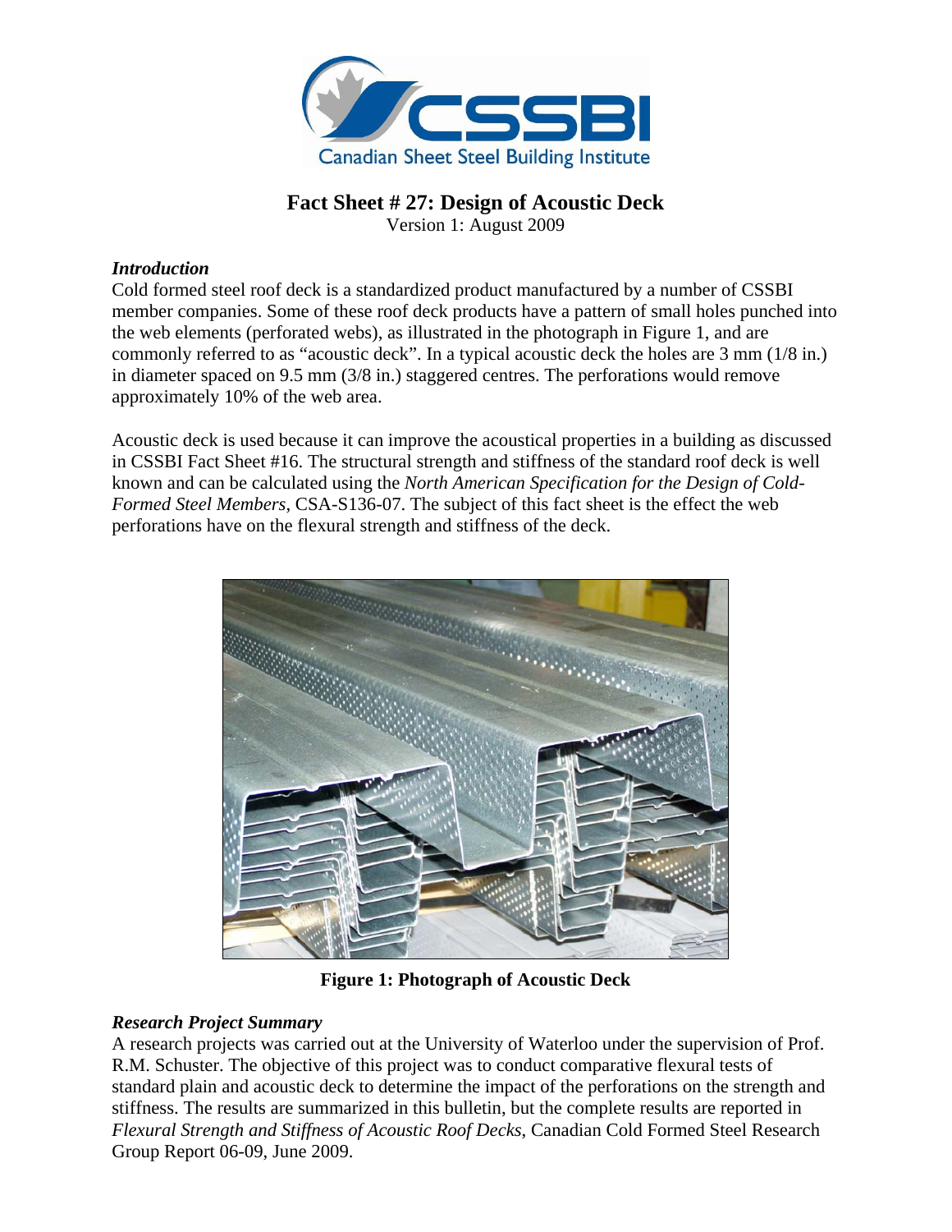# Fact Sheet # 27: Design of Acoustic Deck

Version 1: August 2009

### *Introduction*

Cold formed steel roof deck is a standardized product manufactured by a number of CSSBI member companies. Some of these roof deck products have a pattern of small holes punched into the web elements (perforated webs), as illustrated in the photograph in Figure 1, and are commonly referred to as "acoustic deck". In a typical acoustic deck the holes are 3 mm (1/8 in.) in diameter spaced on 9.5 mm (3/8 in.) staggered centres. The perforations would remove approximately 10% of the web area.

Acoustic deck is used because it can improve the acoustical properties in a building as discussed in CSSBI Fact Sheet #16. The structural strength and stiffness of the standard roof deck is well known and can be calculated using the *North American Specification for the Design of Cold-Formed Steel Members*, CSA-S136-07. The subject of this fact sheet is the effect the web perforations have on the flexural strength and stiffness of the deck.

**Figure 1: Photograph of Acoustic Deck**

### *Research Project Summary*

A research projects was carried out at the University of Waterloo under the supervision of Prof. R.M. Schuster. The objective of this project was to conduct comparative flexural tests of standard plain and acoustic deck to determine the impact of the perforations on the strength and stiffness. The results are summarized in this bulletin, but the complete results are reported in *Flexural Strength and Stiffness of Acoustic Roof Decks*, Canadian Cold Formed Steel Research Group Report 06-09, June 2009.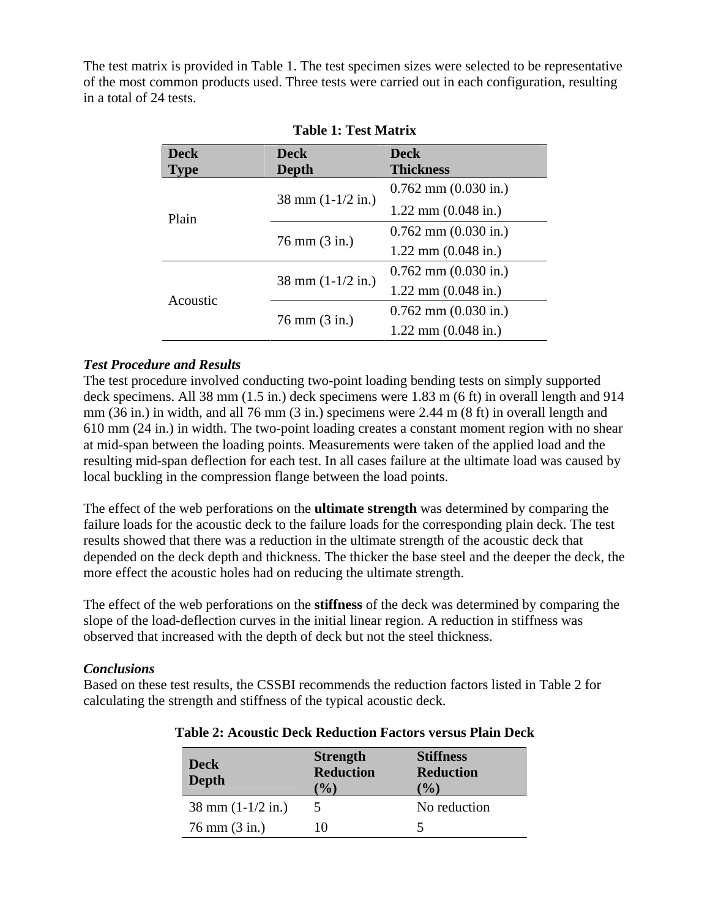The test matrix is provided in Table 1. The test specimen sizes were selected to be representative of the most common products used. Three tests were carried out in each configuration, resulting in a total of 24 tests.

**Table 1: Test Matrix**

| Deck Type | Deck Depth | Deck Thickness |
|---|---|---|
| Plain | 38 mm (1-1/2 in.) | 0.762 mm (0.030 in.) |
| | | 1.22 mm (0.048 in.) |
| | 76 mm (3 in.) | 0.762 mm (0.030 in.) |
| | | 1.22 mm (0.048 in.) |
| Acoustic | 38 mm (1-1/2 in.) | 0.762 mm (0.030 in.) |
| | | 1.22 mm (0.048 in.) |
| | 76 mm (3 in.) | 0.762 mm (0.030 in.) |
| | | 1.22 mm (0.048 in.) |

### *Test Procedure and Results*

The test procedure involved conducting two-point loading bending tests on simply supported deck specimens. All 38 mm (1.5 in.) deck specimens were 1.83 m (6 ft) in overall length and 914 mm (36 in.) in width, and all 76 mm (3 in.) specimens were 2.44 m (8 ft) in overall length and 610 mm (24 in.) in width. The two-point loading creates a constant moment region with no shear at mid-span between the loading points. Measurements were taken of the applied load and the resulting mid-span deflection for each test. In all cases failure at the ultimate load was caused by local buckling in the compression flange between the load points.

The effect of the web perforations on the **ultimate strength** was determined by comparing the failure loads for the acoustic deck to the failure loads for the corresponding plain deck. The test results showed that there was a reduction in the ultimate strength of the acoustic deck that depended on the deck depth and thickness. The thicker the base steel and the deeper the deck, the more effect the acoustic holes had on reducing the ultimate strength.

The effect of the web perforations on the **stiffness** of the deck was determined by comparing the slope of the load-deflection curves in the initial linear region. A reduction in stiffness was observed that increased with the depth of deck but not the steel thickness.

### *Conclusions*

Based on these test results, the CSSBI recommends the reduction factors listed in Table 2 for calculating the strength and stiffness of the typical acoustic deck.

**Table 2: Acoustic Deck Reduction Factors versus Plain Deck**

| Deck Depth | Strength Reduction (%) | Stiffness Reduction (%) |
|---|---|---|
| 38 mm (1-1/2 in.) | 5 | No reduction |
| 76 mm (3 in.) | 10 | 5 |